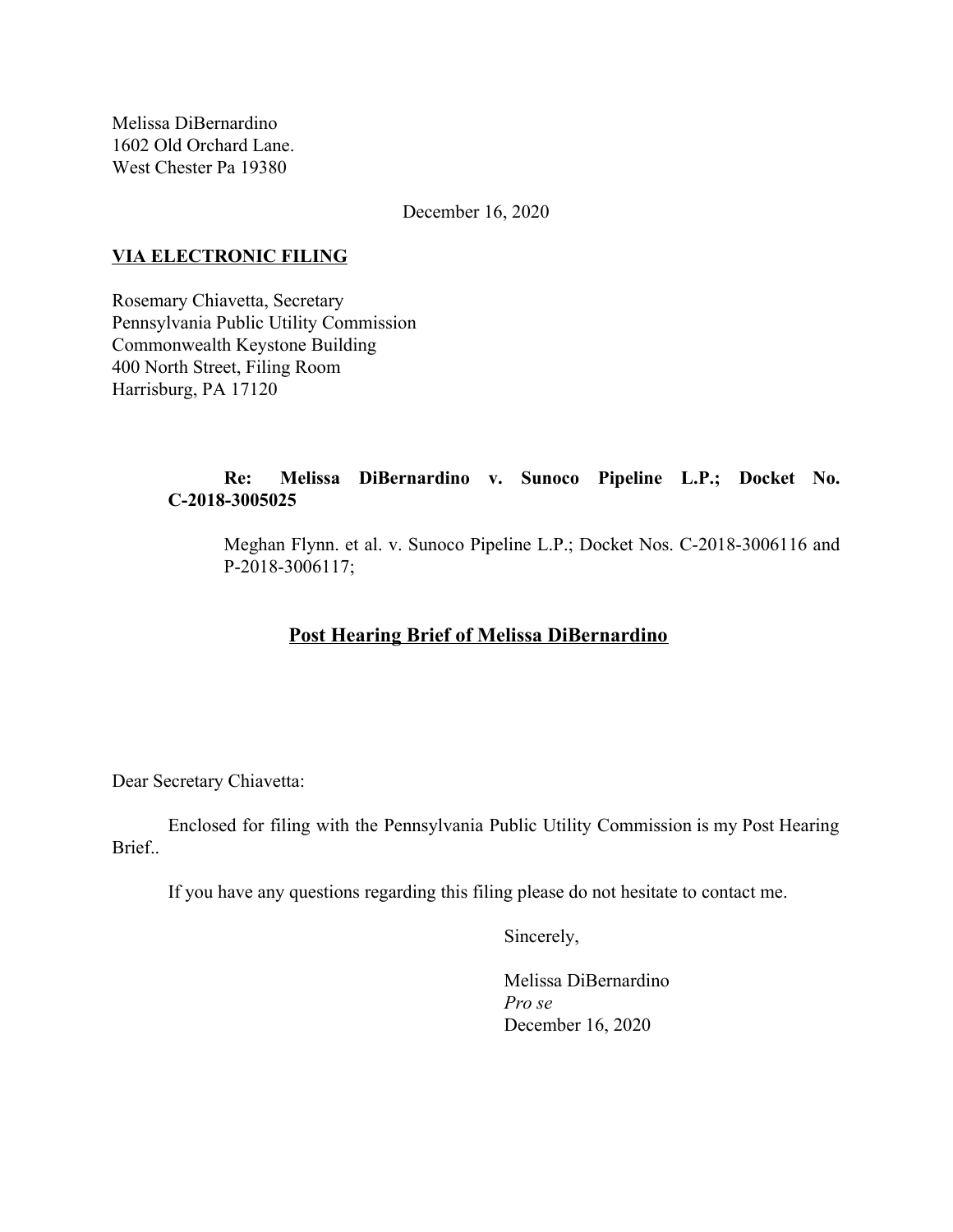Melissa DiBernardino
1602 Old Orchard Lane.
West Chester Pa 19380

December 16, 2020

**VIA ELECTRONIC FILING**

Rosemary Chiavetta, Secretary
Pennsylvania Public Utility Commission
Commonwealth Keystone Building
400 North Street, Filing Room
Harrisburg, PA 17120

**Re: Melissa DiBernardino v. Sunoco Pipeline L.P.; Docket No. C-2018-3005025**

Meghan Flynn. et al. v. Sunoco Pipeline L.P.; Docket Nos. C-2018-3006116 and P-2018-3006117;

## Post Hearing Brief of Melissa DiBernardino

Dear Secretary Chiavetta:

Enclosed for filing with the Pennsylvania Public Utility Commission is my Post Hearing Brief..

If you have any questions regarding this filing please do not hesitate to contact me.

Sincerely,

Melissa DiBernardino
*Pro se*
December 16, 2020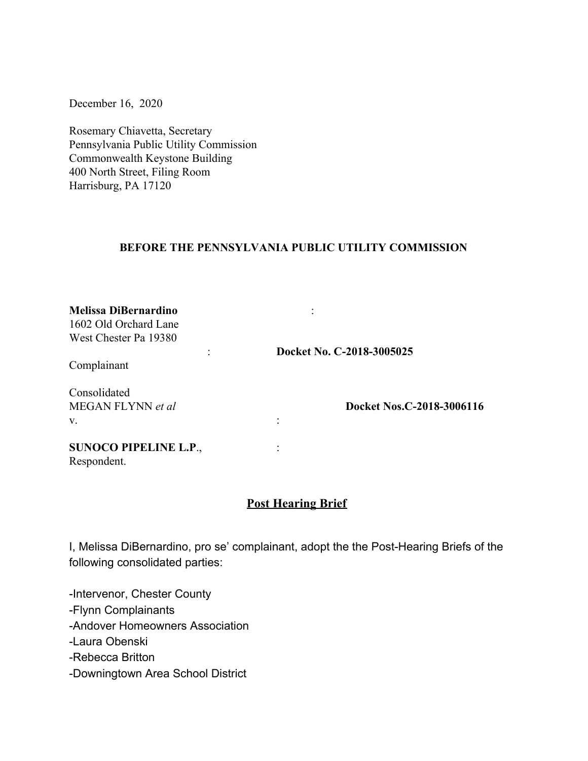December 16, 2020

Rosemary Chiavetta, Secretary
Pennsylvania Public Utility Commission
Commonwealth Keystone Building
400 North Street, Filing Room
Harrisburg, PA 17120

**BEFORE THE PENNSYLVANIA PUBLIC UTILITY COMMISSION**

**Melissa DiBernardino** :
1602 Old Orchard Lane
West Chester Pa 19380
: **Docket No. C-2018-3005025**
Complainant

Consolidated
MEGAN FLYNN *et al* **Docket Nos.C-2018-3006116**
v. :

**SUNOCO PIPELINE L.P**., :
Respondent.

## Post Hearing Brief

I, Melissa DiBernardino, pro se' complainant, adopt the the Post-Hearing Briefs of the following consolidated parties:

-Intervenor, Chester County
-Flynn Complainants
-Andover Homeowners Association
-Laura Obenski
-Rebecca Britton
-Downingtown Area School District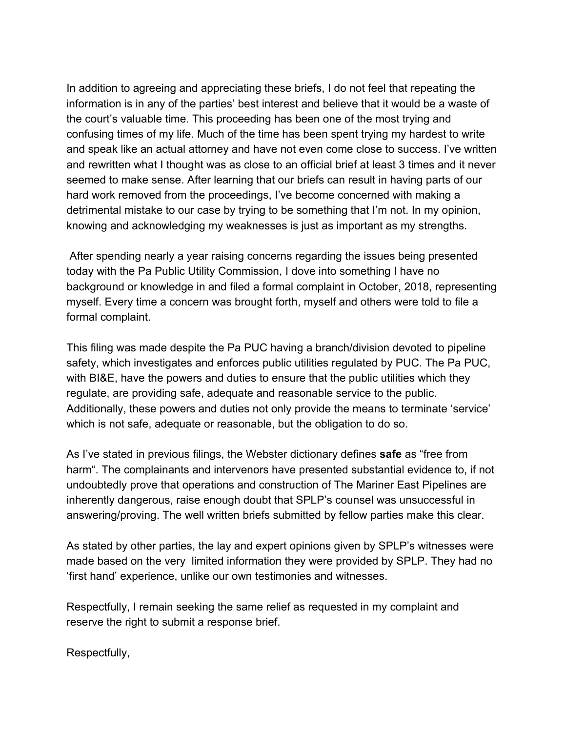In addition to agreeing and appreciating these briefs, I do not feel that repeating the information is in any of the parties' best interest and believe that it would be a waste of the court's valuable time. This proceeding has been one of the most trying and confusing times of my life. Much of the time has been spent trying my hardest to write and speak like an actual attorney and have not even come close to success. I've written and rewritten what I thought was as close to an official brief at least 3 times and it never seemed to make sense. After learning that our briefs can result in having parts of our hard work removed from the proceedings, I've become concerned with making a detrimental mistake to our case by trying to be something that I'm not. In my opinion, knowing and acknowledging my weaknesses is just as important as my strengths.

After spending nearly a year raising concerns regarding the issues being presented today with the Pa Public Utility Commission, I dove into something I have no background or knowledge in and filed a formal complaint in October, 2018, representing myself. Every time a concern was brought forth, myself and others were told to file a formal complaint.

This filing was made despite the Pa PUC having a branch/division devoted to pipeline safety, which investigates and enforces public utilities regulated by PUC. The Pa PUC, with BI&E, have the powers and duties to ensure that the public utilities which they regulate, are providing safe, adequate and reasonable service to the public. Additionally, these powers and duties not only provide the means to terminate 'service' which is not safe, adequate or reasonable, but the obligation to do so.

As I've stated in previous filings, the Webster dictionary defines **safe** as "free from harm". The complainants and intervenors have presented substantial evidence to, if not undoubtedly prove that operations and construction of The Mariner East Pipelines are inherently dangerous, raise enough doubt that SPLP's counsel was unsuccessful in answering/proving. The well written briefs submitted by fellow parties make this clear.

As stated by other parties, the lay and expert opinions given by SPLP's witnesses were made based on the very limited information they were provided by SPLP. They had no 'first hand' experience, unlike our own testimonies and witnesses.

Respectfully, I remain seeking the same relief as requested in my complaint and reserve the right to submit a response brief.

Respectfully,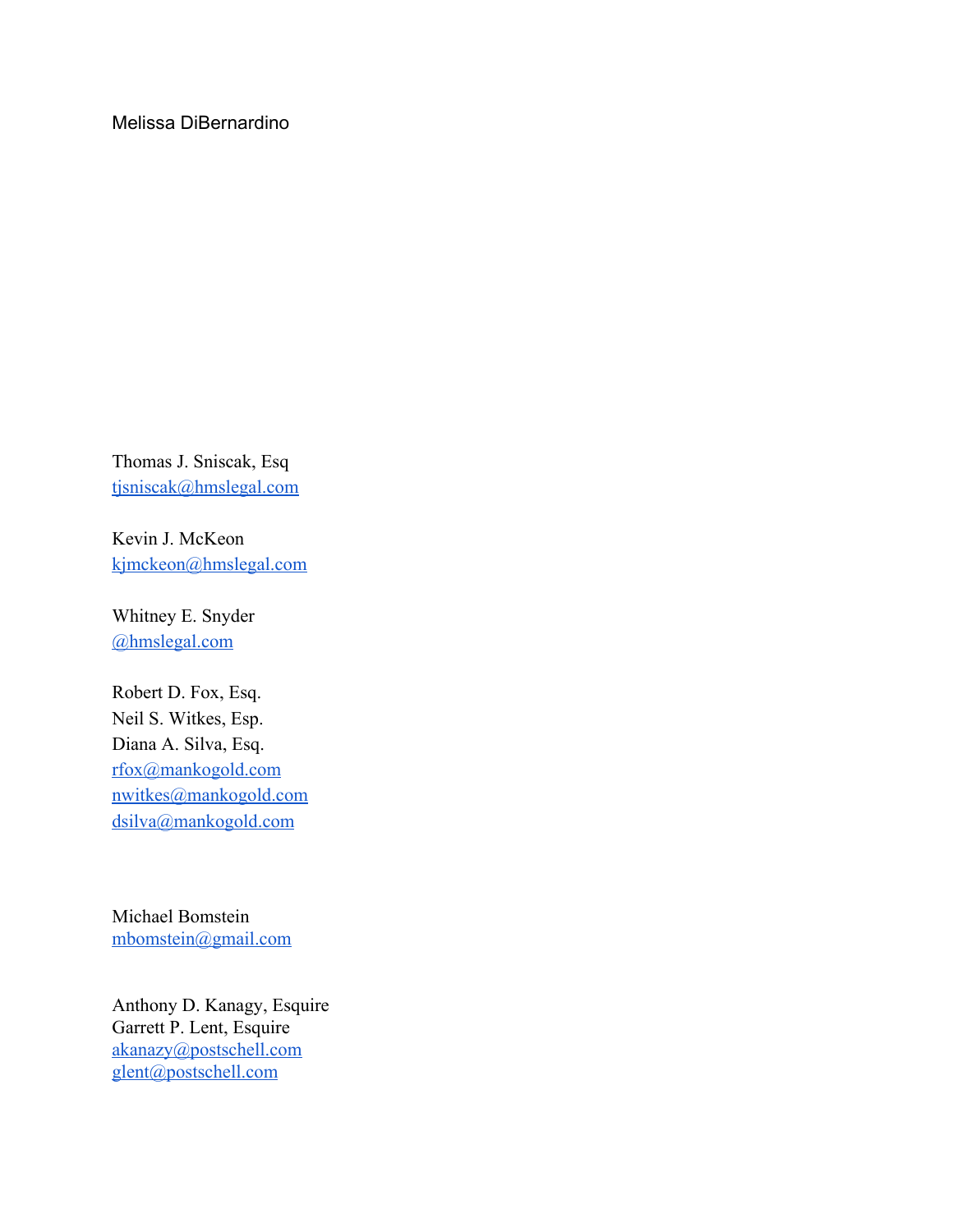Melissa DiBernardino

Thomas J. Sniscak, Esq
tjsniscak@hmslegal.com

Kevin J. McKeon
kjmckeon@hmslegal.com

Whitney E. Snyder
@hmslegal.com

Robert D. Fox, Esq.
Neil S. Witkes, Esp.
Diana A. Silva, Esq.
rfox@mankogold.com
nwitkes@mankogold.com
dsilva@mankogold.com

Michael Bomstein
mbomstein@gmail.com

Anthony D. Kanagy, Esquire
Garrett P. Lent, Esquire
akanazy@postschell.com
glent@postschell.com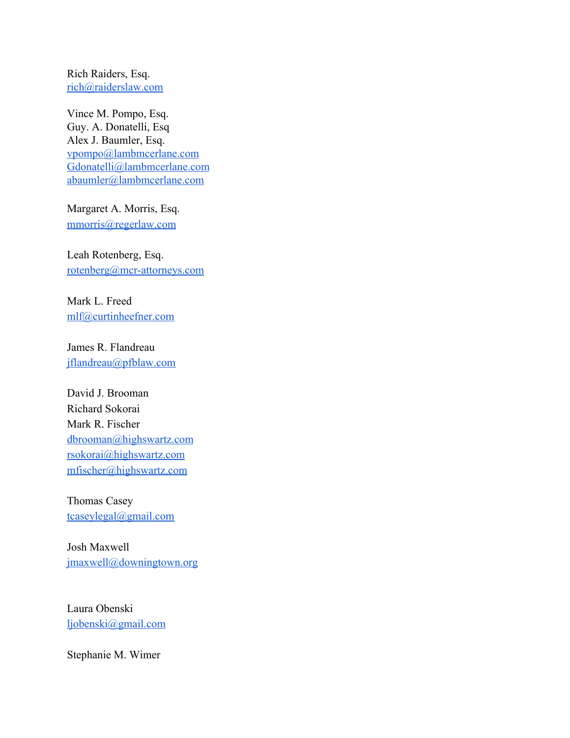Rich Raiders, Esq.
rich@raiderslaw.com

Vince M. Pompo, Esq.
Guy. A. Donatelli, Esq
Alex J. Baumler, Esq.
vpompo@lambmcerlane.com
Gdonatelli@lambmcerlane.com
abaumler@lambmcerlane.com

Margaret A. Morris, Esq.
mmorris@regerlaw.com

Leah Rotenberg, Esq.
rotenberg@mcr-attorneys.com

Mark L. Freed
mlf@curtinheefner.com

James R. Flandreau
jflandreau@pfblaw.com

David J. Brooman
Richard Sokorai
Mark R. Fischer
dbrooman@highswartz.com
rsokorai@highswartz.com
mfischer@highswartz.com

Thomas Casey
tcaseylegal@gmail.com

Josh Maxwell
jmaxwell@downingtown.org

Laura Obenski
ljobenski@gmail.com

Stephanie M. Wimer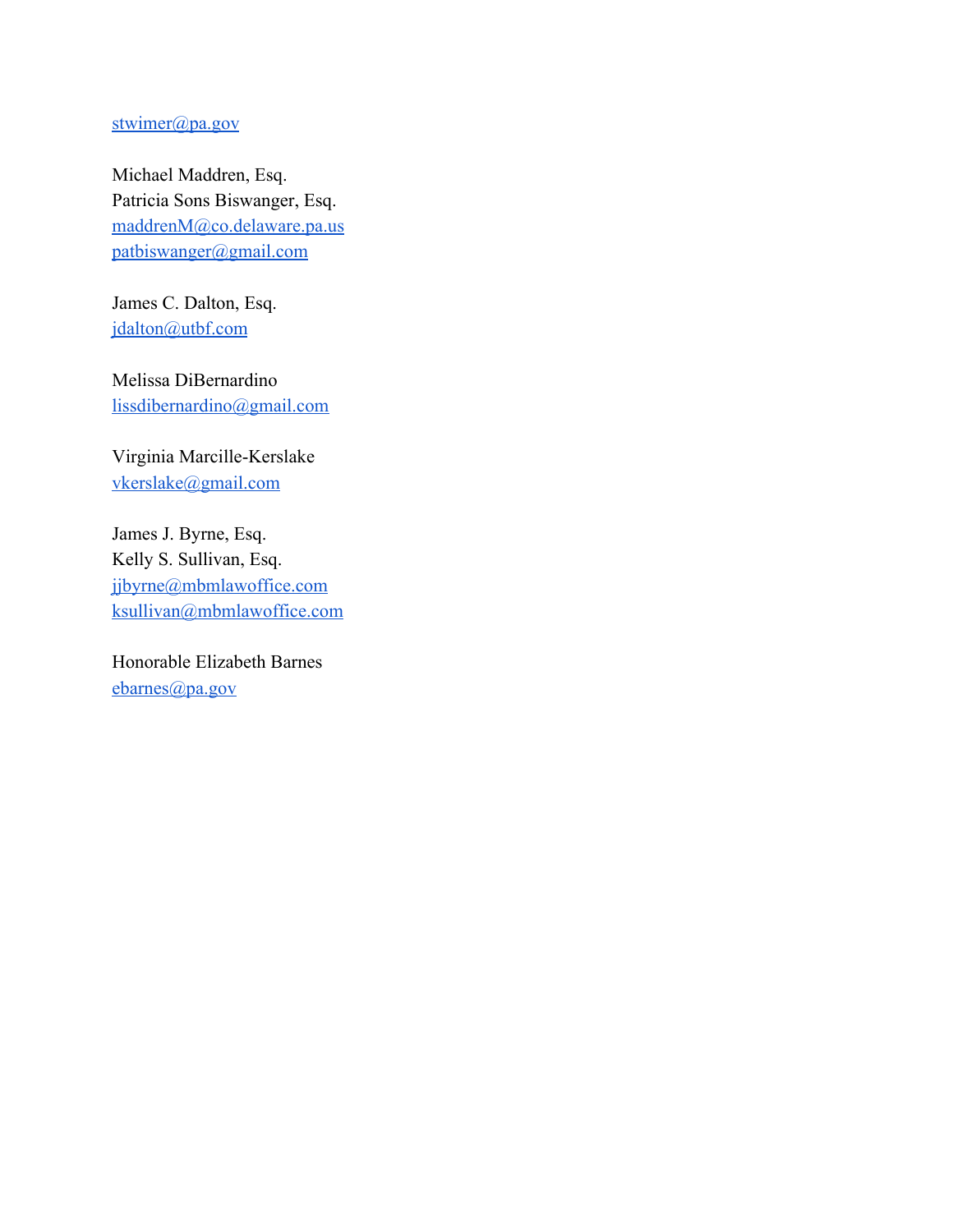stwimer@pa.gov

Michael Maddren, Esq.
Patricia Sons Biswanger, Esq.
maddrenM@co.delaware.pa.us
patbiswanger@gmail.com

James C. Dalton, Esq.
jdalton@utbf.com

Melissa DiBernardino
lissdibernardino@gmail.com

Virginia Marcille-Kerslake
vkerslake@gmail.com

James J. Byrne, Esq.
Kelly S. Sullivan, Esq.
jjbyrne@mbmlawoffice.com
ksullivan@mbmlawoffice.com

Honorable Elizabeth Barnes
ebarnes@pa.gov